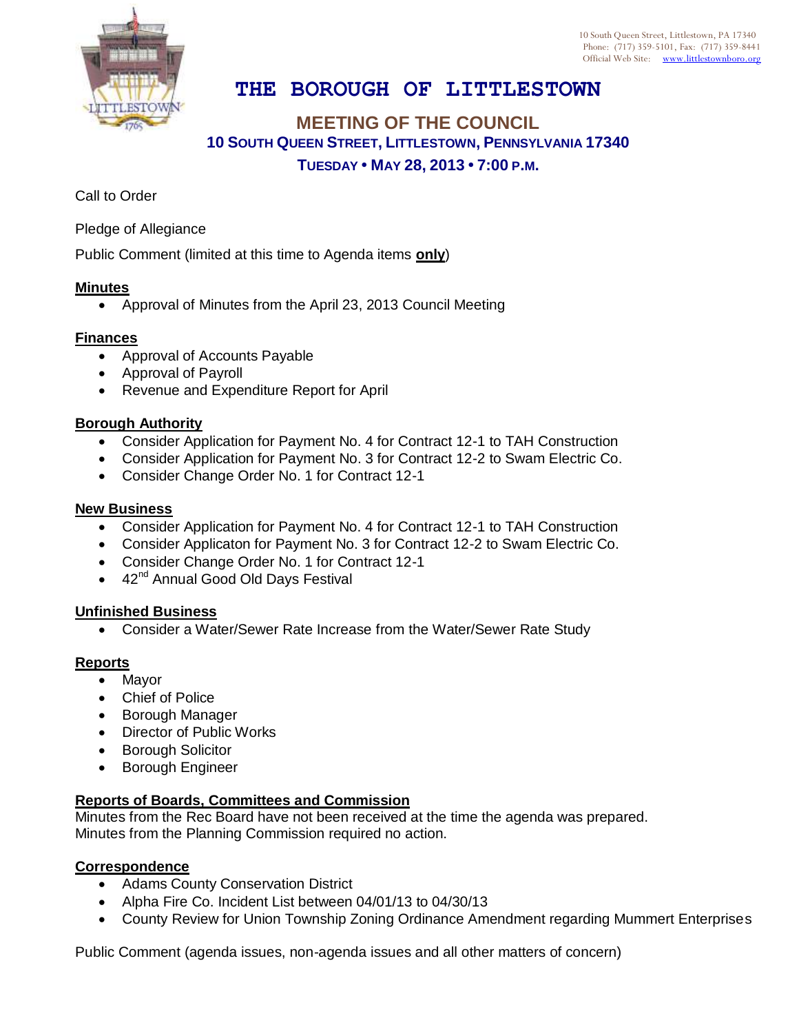10 South Queen Street, Littlestown, PA 17340
Phone: (717) 359-5101, Fax: (717) 359-8441
Official Web Site: www.littlestownboro.org

# THE BOROUGH OF LITTLESTOWN

## MEETING OF THE COUNCIL

### 10 SOUTH QUEEN STREET, LITTLESTOWN, PENNSYLVANIA 17340

### TUESDAY • MAY 28, 2013 • 7:00 P.M.

Call to Order

Pledge of Allegiance

Public Comment (limited at this time to Agenda items **only**)

**Minutes**

- Approval of Minutes from the April 23, 2013 Council Meeting

**Finances**

- Approval of Accounts Payable
- Approval of Payroll
- Revenue and Expenditure Report for April

**Borough Authority**

- Consider Application for Payment No. 4 for Contract 12-1 to TAH Construction
- Consider Application for Payment No. 3 for Contract 12-2 to Swam Electric Co.
- Consider Change Order No. 1 for Contract 12-1

**New Business**

- Consider Application for Payment No. 4 for Contract 12-1 to TAH Construction
- Consider Applicaton for Payment No. 3 for Contract 12-2 to Swam Electric Co.
- Consider Change Order No. 1 for Contract 12-1
- 42nd Annual Good Old Days Festival

**Unfinished Business**

- Consider a Water/Sewer Rate Increase from the Water/Sewer Rate Study

**Reports**

- Mayor
- Chief of Police
- Borough Manager
- Director of Public Works
- Borough Solicitor
- Borough Engineer

**Reports of Boards, Committees and Commission**

Minutes from the Rec Board have not been received at the time the agenda was prepared.
Minutes from the Planning Commission required no action.

**Correspondence**

- Adams County Conservation District
- Alpha Fire Co. Incident List between 04/01/13 to 04/30/13
- County Review for Union Township Zoning Ordinance Amendment regarding Mummert Enterprises

Public Comment (agenda issues, non-agenda issues and all other matters of concern)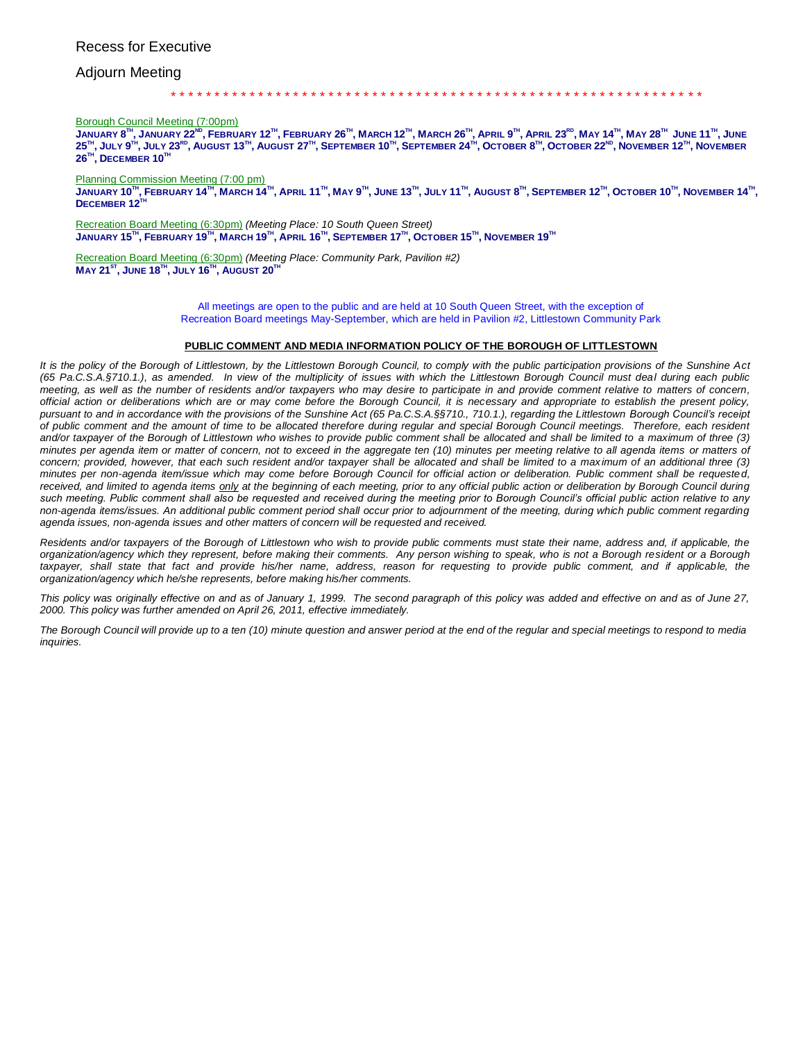Recess for Executive

Adjourn Meeting

* * * * * * * * * * * * * * * * * * * * * * * * * * * * * * * * * * * * * * * * * * * * * * * * * * * * * * * * * * * * * * * * *

Borough Council Meeting (7:00pm)
**JANUARY 8TH, JANUARY 22ND, FEBRUARY 12TH, FEBRUARY 26TH, MARCH 12TH, MARCH 26TH, APRIL 9TH, APRIL 23RD, MAY 14TH, MAY 28TH JUNE 11TH, JUNE 25TH, JULY 9TH, JULY 23RD, AUGUST 13TH, AUGUST 27TH, SEPTEMBER 10TH, SEPTEMBER 24TH, OCTOBER 8TH, OCTOBER 22ND, NOVEMBER 12TH, NOVEMBER 26TH, DECEMBER 10TH**

Planning Commission Meeting (7:00 pm)
**JANUARY 10TH, FEBRUARY 14TH, MARCH 14TH, APRIL 11TH, MAY 9TH, JUNE 13TH, JULY 11TH, AUGUST 8TH, SEPTEMBER 12TH, OCTOBER 10TH, NOVEMBER 14TH, DECEMBER 12TH**

Recreation Board Meeting (6:30pm) *(Meeting Place: 10 South Queen Street)*
**JANUARY 15TH, FEBRUARY 19TH, MARCH 19TH, APRIL 16TH, SEPTEMBER 17TH, OCTOBER 15TH, NOVEMBER 19TH**

Recreation Board Meeting (6:30pm) *(Meeting Place: Community Park, Pavilion #2)*
**MAY 21ST, JUNE 18TH, JULY 16TH, AUGUST 20TH**

All meetings are open to the public and are held at 10 South Queen Street, with the exception of Recreation Board meetings May-September, which are held in Pavilion #2, Littlestown Community Park

**PUBLIC COMMENT AND MEDIA INFORMATION POLICY OF THE BOROUGH OF LITTLESTOWN**

*It is the policy of the Borough of Littlestown, by the Littlestown Borough Council, to comply with the public participation provisions of the Sunshine Act (65 Pa.C.S.A.§710.1.), as amended. In view of the multiplicity of issues with which the Littlestown Borough Council must deal during each public meeting, as well as the number of residents and/or taxpayers who may desire to participate in and provide comment relative to matters of concern, official action or deliberations which are or may come before the Borough Council, it is necessary and appropriate to establish the present policy, pursuant to and in accordance with the provisions of the Sunshine Act (65 Pa.C.S.A.§§710., 710.1.), regarding the Littlestown Borough Council's receipt of public comment and the amount of time to be allocated therefore during regular and special Borough Council meetings. Therefore, each resident and/or taxpayer of the Borough of Littlestown who wishes to provide public comment shall be allocated and shall be limited to a maximum of three (3) minutes per agenda item or matter of concern, not to exceed in the aggregate ten (10) minutes per meeting relative to all agenda items or matters of concern; provided, however, that each such resident and/or taxpayer shall be allocated and shall be limited to a maximum of an additional three (3) minutes per non-agenda item/issue which may come before Borough Council for official action or deliberation. Public comment shall be requested, received, and limited to agenda items only at the beginning of each meeting, prior to any official public action or deliberation by Borough Council during such meeting. Public comment shall also be requested and received during the meeting prior to Borough Council's official public action relative to any non-agenda items/issues. An additional public comment period shall occur prior to adjournment of the meeting, during which public comment regarding agenda issues, non-agenda issues and other matters of concern will be requested and received.*

*Residents and/or taxpayers of the Borough of Littlestown who wish to provide public comments must state their name, address and, if applicable, the organization/agency which they represent, before making their comments. Any person wishing to speak, who is not a Borough resident or a Borough taxpayer, shall state that fact and provide his/her name, address, reason for requesting to provide public comment, and if applicable, the organization/agency which he/she represents, before making his/her comments.*

*This policy was originally effective on and as of January 1, 1999. The second paragraph of this policy was added and effective on and as of June 27, 2000. This policy was further amended on April 26, 2011, effective immediately.*

*The Borough Council will provide up to a ten (10) minute question and answer period at the end of the regular and special meetings to respond to media inquiries.*